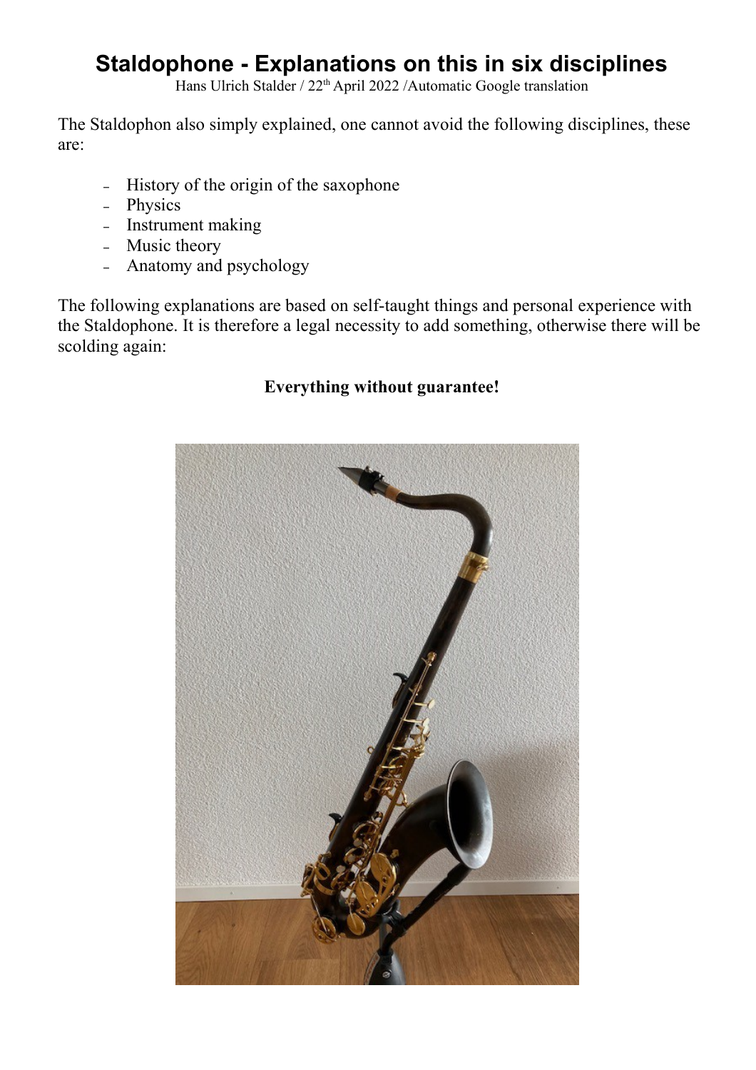# Staldophone - Explanations on this in six disciplines

Hans Ulrich Stalder / 22th April 2022 /Automatic Google translation

The Staldophon also simply explained, one cannot avoid the following disciplines, these are:

- History of the origin of the saxophone
- Physics
- Instrument making
- Music theory
- Anatomy and psychology

The following explanations are based on self-taught things and personal experience with the Staldophone. It is therefore a legal necessity to add something, otherwise there will be scolding again:

**Everything without guarantee!**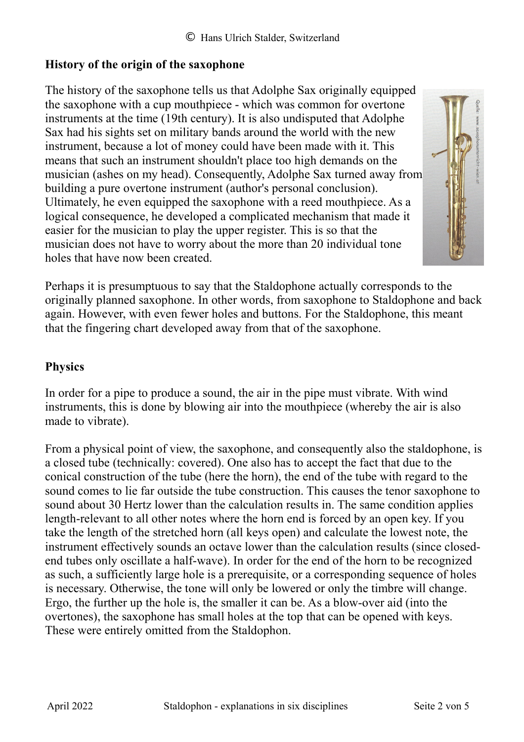## History of the origin of the saxophone

The history of the saxophone tells us that Adolphe Sax originally equipped the saxophone with a cup mouthpiece - which was common for overtone instruments at the time (19th century). It is also undisputed that Adolphe Sax had his sights set on military bands around the world with the new instrument, because a lot of money could have been made with it. This means that such an instrument shouldn't place too high demands on the musician (ashes on my head). Consequently, Adolphe Sax turned away from building a pure overtone instrument (author's personal conclusion). Ultimately, he even equipped the saxophone with a reed mouthpiece. As a logical consequence, he developed a complicated mechanism that made it easier for the musician to play the upper register. This is so that the musician does not have to worry about the more than 20 individual tone holes that have now been created.

Perhaps it is presumptuous to say that the Staldophone actually corresponds to the originally planned saxophone. In other words, from saxophone to Staldophone and back again. However, with even fewer holes and buttons. For the Staldophone, this meant that the fingering chart developed away from that of the saxophone.

## Physics

In order for a pipe to produce a sound, the air in the pipe must vibrate. With wind instruments, this is done by blowing air into the mouthpiece (whereby the air is also made to vibrate).

From a physical point of view, the saxophone, and consequently also the staldophone, is a closed tube (technically: covered). One also has to accept the fact that due to the conical construction of the tube (here the horn), the end of the tube with regard to the sound comes to lie far outside the tube construction. This causes the tenor saxophone to sound about 30 Hertz lower than the calculation results in. The same condition applies length-relevant to all other notes where the horn end is forced by an open key. If you take the length of the stretched horn (all keys open) and calculate the lowest note, the instrument effectively sounds an octave lower than the calculation results (since closed-end tubes only oscillate a half-wave). In order for the end of the horn to be recognized as such, a sufficiently large hole is a prerequisite, or a corresponding sequence of holes is necessary. Otherwise, the tone will only be lowered or only the timbre will change. Ergo, the further up the hole is, the smaller it can be. As a blow-over aid (into the overtones), the saxophone has small holes at the top that can be opened with keys. These were entirely omitted from the Staldophon.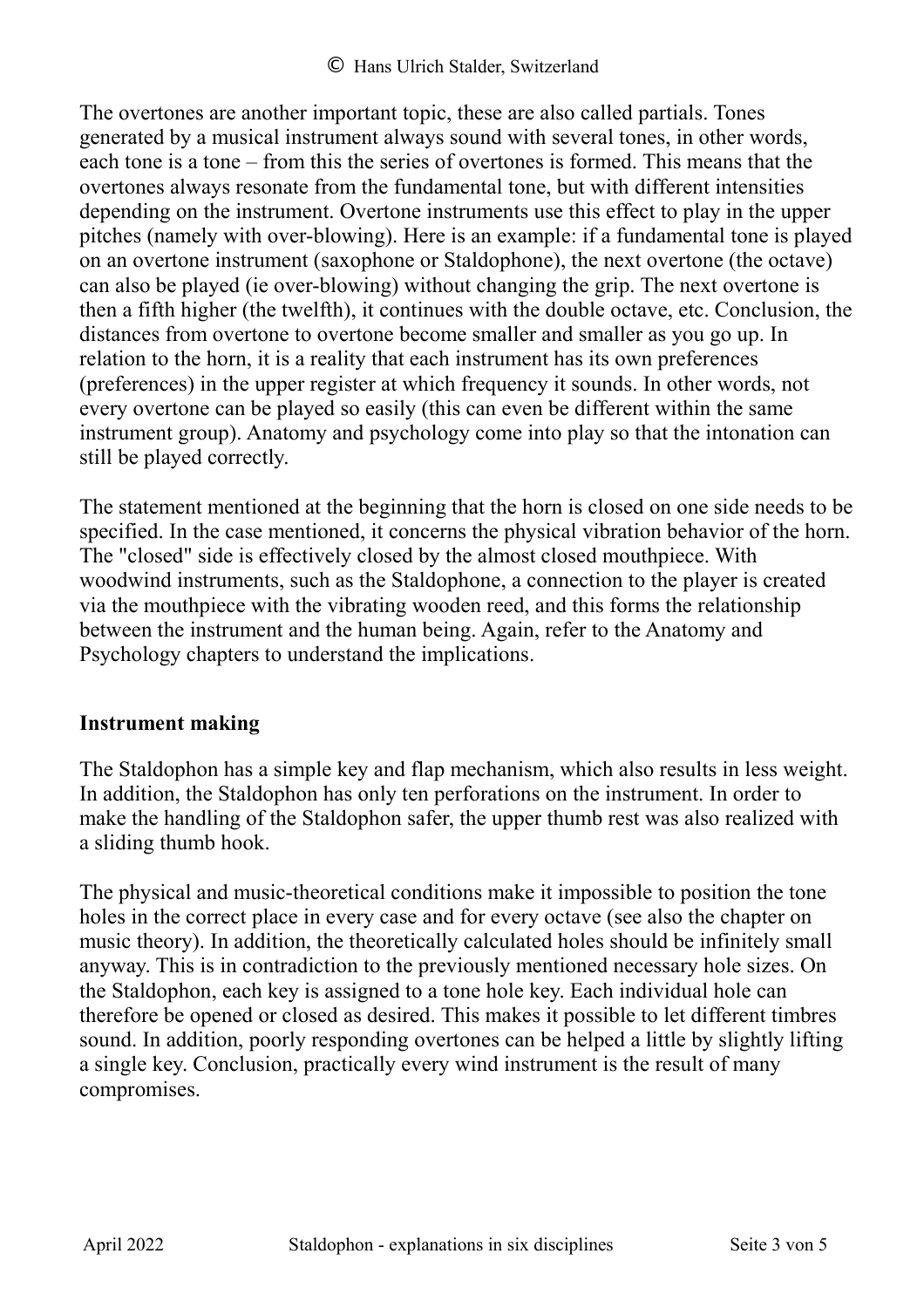The overtones are another important topic, these are also called partials. Tones generated by a musical instrument always sound with several tones, in other words, each tone is a tone – from this the series of overtones is formed. This means that the overtones always resonate from the fundamental tone, but with different intensities depending on the instrument. Overtone instruments use this effect to play in the upper pitches (namely with over-blowing). Here is an example: if a fundamental tone is played on an overtone instrument (saxophone or Staldophone), the next overtone (the octave) can also be played (ie over-blowing) without changing the grip. The next overtone is then a fifth higher (the twelfth), it continues with the double octave, etc. Conclusion, the distances from overtone to overtone become smaller and smaller as you go up. In relation to the horn, it is a reality that each instrument has its own preferences (preferences) in the upper register at which frequency it sounds. In other words, not every overtone can be played so easily (this can even be different within the same instrument group). Anatomy and psychology come into play so that the intonation can still be played correctly.

The statement mentioned at the beginning that the horn is closed on one side needs to be specified. In the case mentioned, it concerns the physical vibration behavior of the horn. The "closed" side is effectively closed by the almost closed mouthpiece. With woodwind instruments, such as the Staldophone, a connection to the player is created via the mouthpiece with the vibrating wooden reed, and this forms the relationship between the instrument and the human being. Again, refer to the Anatomy and Psychology chapters to understand the implications.

## Instrument making

The Staldophon has a simple key and flap mechanism, which also results in less weight. In addition, the Staldophon has only ten perforations on the instrument. In order to make the handling of the Staldophon safer, the upper thumb rest was also realized with a sliding thumb hook.

The physical and music-theoretical conditions make it impossible to position the tone holes in the correct place in every case and for every octave (see also the chapter on music theory). In addition, the theoretically calculated holes should be infinitely small anyway. This is in contradiction to the previously mentioned necessary hole sizes. On the Staldophon, each key is assigned to a tone hole key. Each individual hole can therefore be opened or closed as desired. This makes it possible to let different timbres sound. In addition, poorly responding overtones can be helped a little by slightly lifting a single key. Conclusion, practically every wind instrument is the result of many compromises.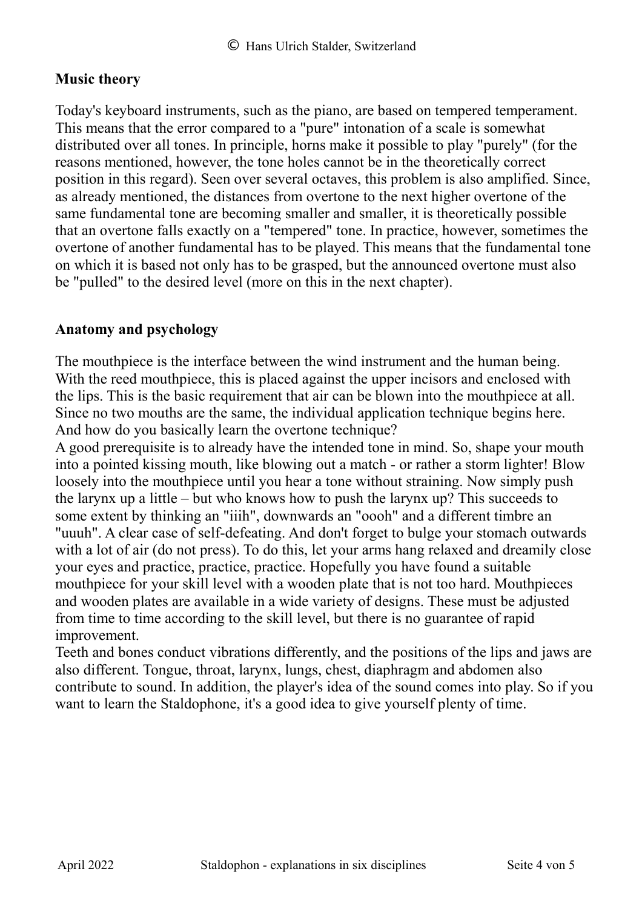## Music theory

Today's keyboard instruments, such as the piano, are based on tempered temperament. This means that the error compared to a "pure" intonation of a scale is somewhat distributed over all tones. In principle, horns make it possible to play "purely" (for the reasons mentioned, however, the tone holes cannot be in the theoretically correct position in this regard). Seen over several octaves, this problem is also amplified. Since, as already mentioned, the distances from overtone to the next higher overtone of the same fundamental tone are becoming smaller and smaller, it is theoretically possible that an overtone falls exactly on a "tempered" tone. In practice, however, sometimes the overtone of another fundamental has to be played. This means that the fundamental tone on which it is based not only has to be grasped, but the announced overtone must also be "pulled" to the desired level (more on this in the next chapter).

## Anatomy and psychology

The mouthpiece is the interface between the wind instrument and the human being. With the reed mouthpiece, this is placed against the upper incisors and enclosed with the lips. This is the basic requirement that air can be blown into the mouthpiece at all. Since no two mouths are the same, the individual application technique begins here. And how do you basically learn the overtone technique?

A good prerequisite is to already have the intended tone in mind. So, shape your mouth into a pointed kissing mouth, like blowing out a match - or rather a storm lighter! Blow loosely into the mouthpiece until you hear a tone without straining. Now simply push the larynx up a little – but who knows how to push the larynx up? This succeeds to some extent by thinking an "iiih", downwards an "oooh" and a different timbre an "uuuh". A clear case of self-defeating. And don't forget to bulge your stomach outwards with a lot of air (do not press). To do this, let your arms hang relaxed and dreamily close your eyes and practice, practice, practice. Hopefully you have found a suitable mouthpiece for your skill level with a wooden plate that is not too hard. Mouthpieces and wooden plates are available in a wide variety of designs. These must be adjusted from time to time according to the skill level, but there is no guarantee of rapid improvement.

Teeth and bones conduct vibrations differently, and the positions of the lips and jaws are also different. Tongue, throat, larynx, lungs, chest, diaphragm and abdomen also contribute to sound. In addition, the player's idea of the sound comes into play. So if you want to learn the Staldophone, it's a good idea to give yourself plenty of time.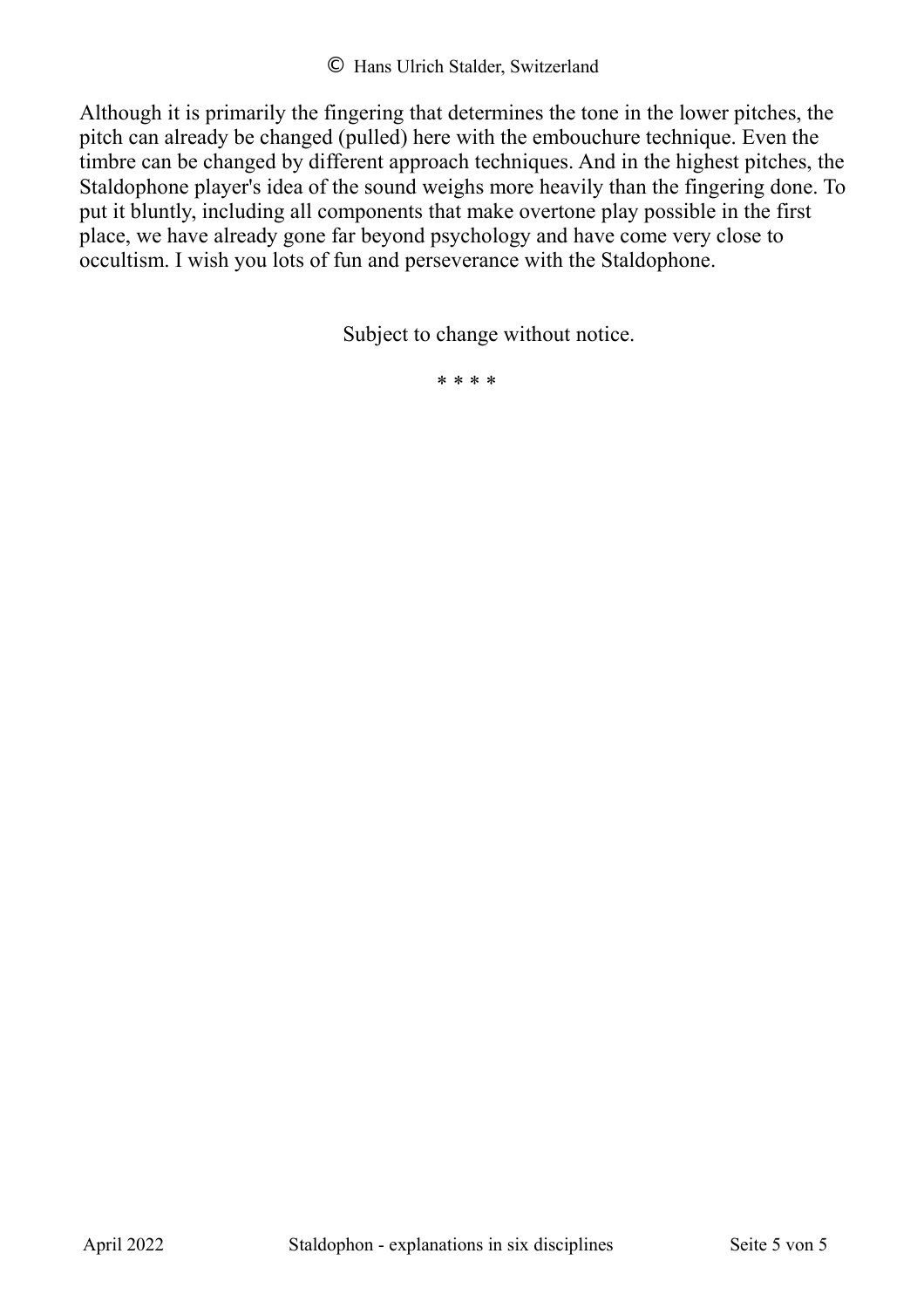Although it is primarily the fingering that determines the tone in the lower pitches, the pitch can already be changed (pulled) here with the embouchure technique. Even the timbre can be changed by different approach techniques. And in the highest pitches, the Staldophone player's idea of the sound weighs more heavily than the fingering done. To put it bluntly, including all components that make overtone play possible in the first place, we have already gone far beyond psychology and have come very close to occultism. I wish you lots of fun and perseverance with the Staldophone.

Subject to change without notice.

* * * *